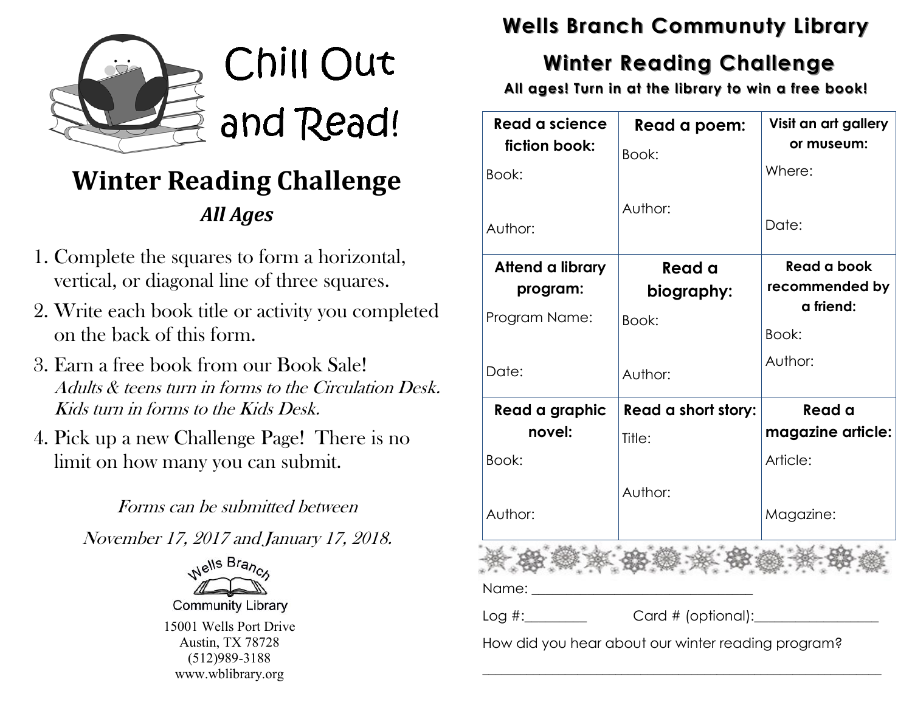# Chill Out and Read!

## Winter Reading Challenge

***All Ages***

1. Complete the squares to form a horizontal, vertical, or diagonal line of three squares.
2. Write each book title or activity you completed on the back of this form.
3. Earn a free book from our Book Sale!
   *Adults & teens turn in forms to the Circulation Desk. Kids turn in forms to the Kids Desk.*
4. Pick up a new Challenge Page! There is no limit on how many you can submit.

*Forms can be submitted between*

*November 17, 2017 and January 17, 2018.*

Wells Branch Community Library

15001 Wells Port Drive
Austin, TX 78728
(512)989-3188
www.wblibrary.org

## Wells Branch Communuty Library

## Winter Reading Challenge

**All ages! Turn in at the library to win a free book!**

| **Read a science fiction book:**<br>Book:<br><br>Author: | **Read a poem:**<br>Book:<br><br>Author: | **Visit an art gallery or museum:**<br>Where:<br><br>Date: |
|---|---|---|
| **Attend a library program:**<br>Program Name:<br><br>Date: | **Read a biography:**<br>Book:<br><br>Author: | **Read a book recommended by a friend:**<br>Book:<br><br>Author: |
| **Read a graphic novel:**<br>Book:<br><br>Author: | **Read a short story:**<br>Title:<br><br>Author: | **Read a magazine article:**<br>Article:<br><br>Magazine: |

Name: ______________________________

Log #:________ Card # (optional):________________

How did you hear about our winter reading program?

______________________________________________________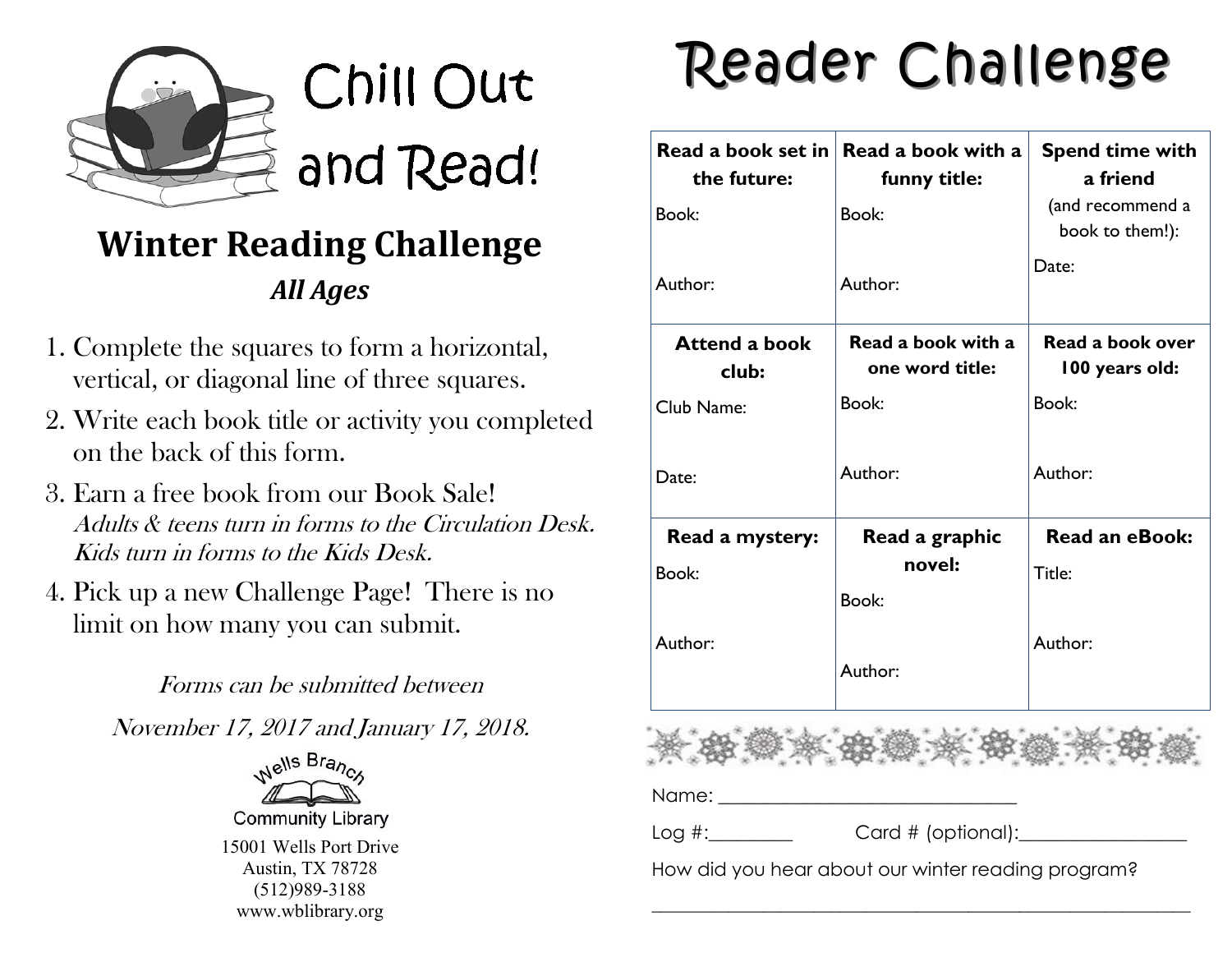# Chill Out and Read!

## Winter Reading Challenge

### *All Ages*

1. Complete the squares to form a horizontal, vertical, or diagonal line of three squares.
2. Write each book title or activity you completed on the back of this form.
3. Earn a free book from our Book Sale!
   *Adults & teens turn in forms to the Circulation Desk. Kids turn in forms to the Kids Desk.*
4. Pick up a new Challenge Page! There is no limit on how many you can submit.

*Forms can be submitted between*

*November 17, 2017 and January 17, 2018.*

Wells Branch Community Library
15001 Wells Port Drive
Austin, TX 78728
(512)989-3188
www.wblibrary.org

# Reader Challenge

| **Read a book set in the future:**<br>Book:<br>Author: | **Read a book with a funny title:**<br>Book:<br>Author: | **Spend time with a friend** (and recommend a book to them!):<br>Date: |
|---|---|---|
| **Attend a book club:**<br>Club Name:<br>Date: | **Read a book with a one word title:**<br>Book:<br>Author: | **Read a book over 100 years old:**<br>Book:<br>Author: |
| **Read a mystery:**<br>Book:<br>Author: | **Read a graphic novel:**<br>Book:<br>Author: | **Read an eBook:**<br>Title:<br>Author: |

Name: ______________________________

Log #:________ Card # (optional):________________

How did you hear about our winter reading program?

_______________________________________________________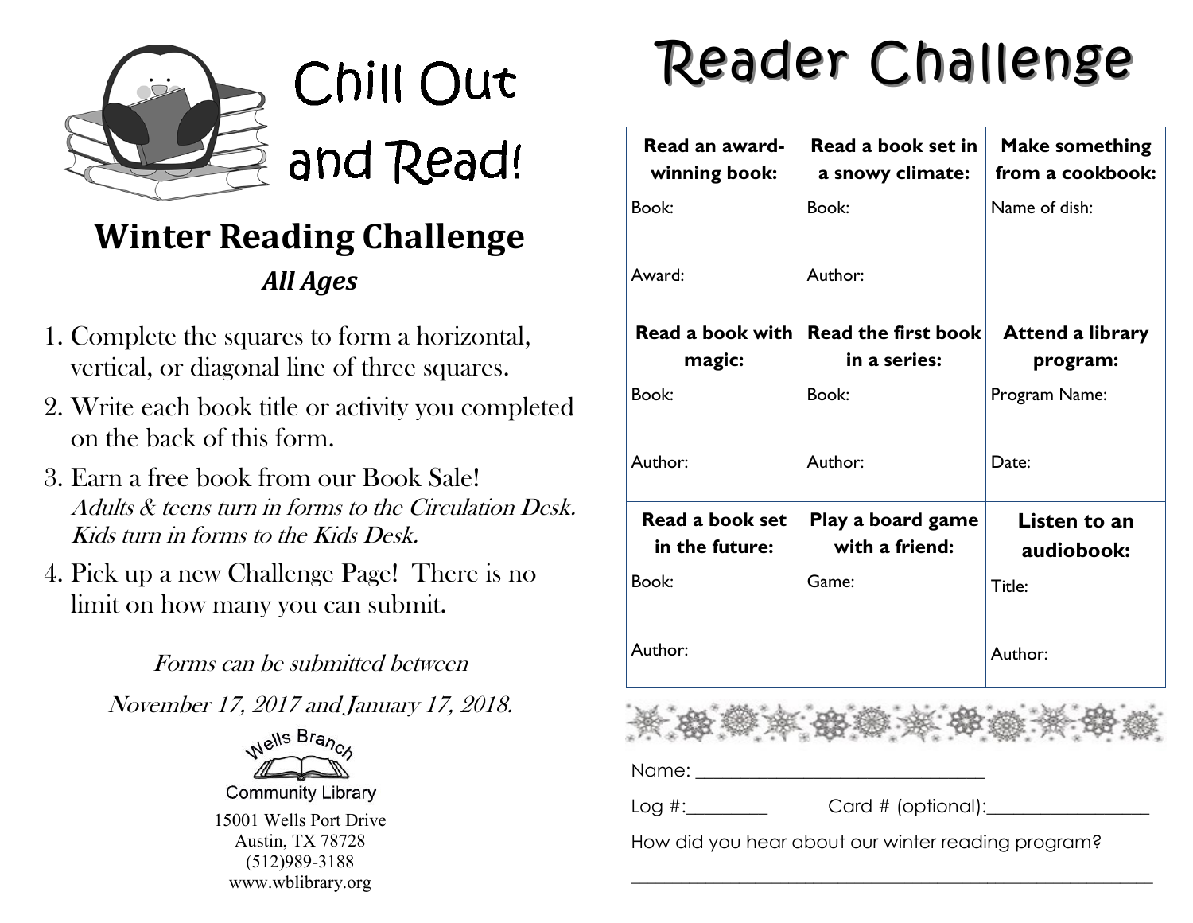# Chill Out and Read!

## Winter Reading Challenge

### *All Ages*

1. Complete the squares to form a horizontal, vertical, or diagonal line of three squares.
2. Write each book title or activity you completed on the back of this form.
3. Earn a free book from our Book Sale!
   *Adults & teens turn in forms to the Circulation Desk. Kids turn in forms to the Kids Desk.*
4. Pick up a new Challenge Page! There is no limit on how many you can submit.

*Forms can be submitted between November 17, 2017 and January 17, 2018.*

Wells Branch Community Library
15001 Wells Port Drive
Austin, TX 78728
(512)989-3188
www.wblibrary.org

# Reader Challenge

| **Read an award-winning book:** | **Read a book set in a snowy climate:** | **Make something from a cookbook:** |
|---|---|---|
| Book:<br><br>Award: | Book:<br><br>Author: | Name of dish: |
| **Read a book with magic:** | **Read the first book in a series:** | **Attend a library program:** |
| Book:<br><br>Author: | Book:<br><br>Author: | Program Name:<br><br>Date: |
| **Read a book set in the future:** | **Play a board game with a friend:** | **Listen to an audiobook:** |
| Book:<br><br>Author: | Game: | Title:<br><br>Author: |

Name: ______________________________

Log #:________ Card # (optional):________________

How did you hear about our winter reading program?

________________________________________________________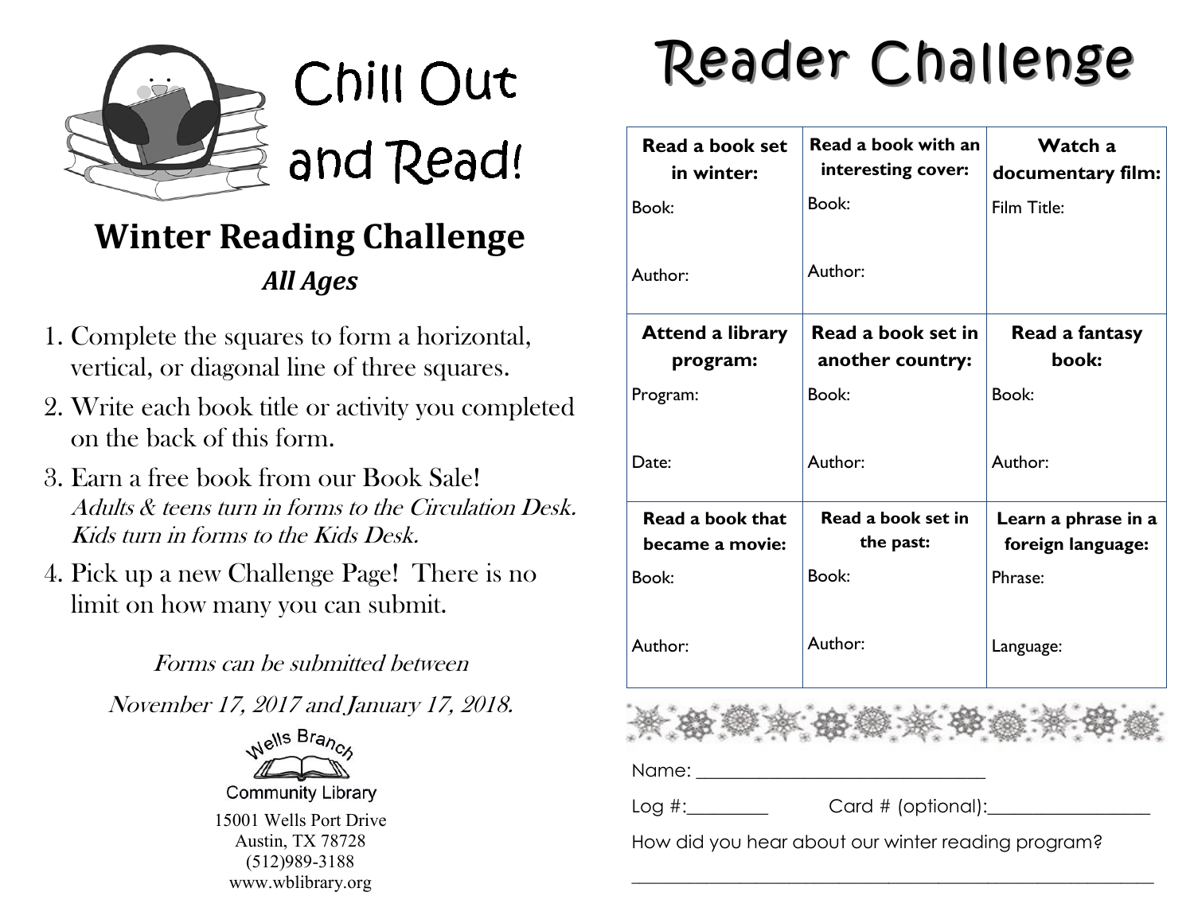# Chill Out and Read!

## Winter Reading Challenge

### *All Ages*

1. Complete the squares to form a horizontal, vertical, or diagonal line of three squares.
2. Write each book title or activity you completed on the back of this form.
3. Earn a free book from our Book Sale!
   *Adults & teens turn in forms to the Circulation Desk. Kids turn in forms to the Kids Desk.*
4. Pick up a new Challenge Page! There is no limit on how many you can submit.

*Forms can be submitted between*

*November 17, 2017 and January 17, 2018.*

Wells Branch Community Library

15001 Wells Port Drive
Austin, TX 78728
(512)989-3188
www.wblibrary.org

# Reader Challenge

| | | |
|---|---|---|
| **Read a book set in winter:**<br>Book:<br>Author: | **Read a book with an interesting cover:**<br>Book:<br>Author: | **Watch a documentary film:**<br>Film Title: |
| **Attend a library program:**<br>Program:<br>Date: | **Read a book set in another country:**<br>Book:<br>Author: | **Read a fantasy book:**<br>Book:<br>Author: |
| **Read a book that became a movie:**<br>Book:<br>Author: | **Read a book set in the past:**<br>Book:<br>Author: | **Learn a phrase in a foreign language:**<br>Phrase:<br>Language: |

Name: ______________________________

Log #:________ Card # (optional):________________

How did you hear about our winter reading program?

______________________________________________________